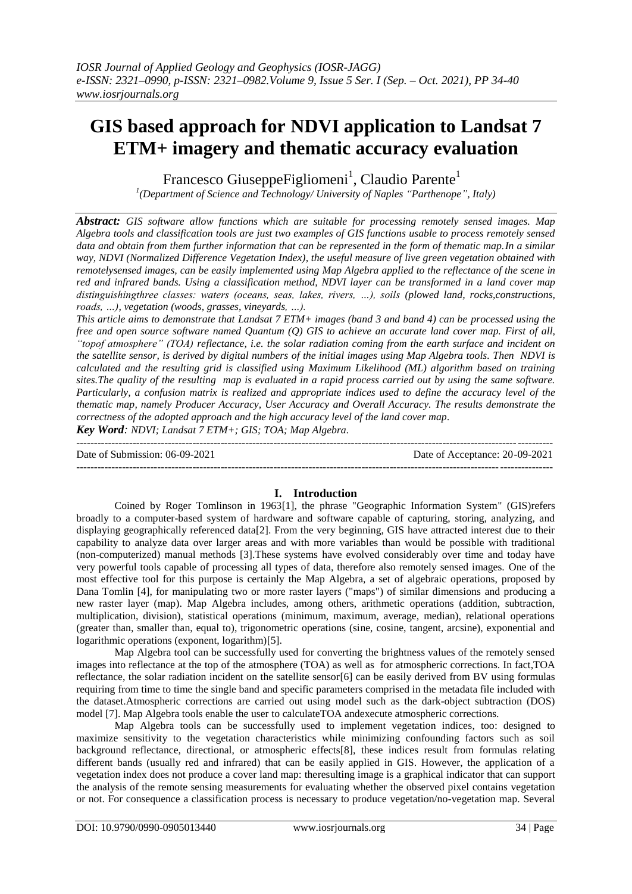# GIS based approach for NDVI application to Landsat 7 ETM+ imagery and thematic accuracy evaluation

Francesco GiuseppeFigliomeni[1], Claudio Parente[1]

[1](Department of Science and Technology/ University of Naples "Parthenope", Italy)

***Abstract:*** *GIS software allow functions which are suitable for processing remotely sensed images. Map Algebra tools and classification tools are just two examples of GIS functions usable to process remotely sensed data and obtain from them further information that can be represented in the form of thematic map.In a similar way, NDVI (Normalized Difference Vegetation Index), the useful measure of live green vegetation obtained with remotelysensed images, can be easily implemented using Map Algebra applied to the reflectance of the scene in red and infrared bands. Using a classification method, NDVI layer can be transformed in a land cover map distinguishingthree classes: waters (oceans, seas, lakes, rivers, …), soils (plowed land, rocks,constructions, roads, …), vegetation (woods, grasses, vineyards, …).*

*This article aims to demonstrate that Landsat 7 ETM+ images (band 3 and band 4) can be processed using the free and open source software named Quantum (Q) GIS to achieve an accurate land cover map. First of all, "topof atmosphere" (TOA) reflectance, i.e. the solar radiation coming from the earth surface and incident on the satellite sensor, is derived by digital numbers of the initial images using Map Algebra tools. Then NDVI is calculated and the resulting grid is classified using Maximum Likelihood (ML) algorithm based on training sites.The quality of the resulting map is evaluated in a rapid process carried out by using the same software. Particularly, a confusion matrix is realized and appropriate indices used to define the accuracy level of the thematic map, namely Producer Accuracy, User Accuracy and Overall Accuracy. The results demonstrate the correctness of the adopted approach and the high accuracy level of the land cover map.*

***Key Word****: NDVI; Landsat 7 ETM+; GIS; TOA; Map Algebra.*

---

Date of Submission: 06-09-2021 Date of Acceptance: 20-09-2021

---

## I. Introduction

Coined by Roger Tomlinson in 1963[1], the phrase "Geographic Information System" (GIS)refers broadly to a computer-based system of hardware and software capable of capturing, storing, analyzing, and displaying geographically referenced data[2]. From the very beginning, GIS have attracted interest due to their capability to analyze data over larger areas and with more variables than would be possible with traditional (non-computerized) manual methods [3].These systems have evolved considerably over time and today have very powerful tools capable of processing all types of data, therefore also remotely sensed images. One of the most effective tool for this purpose is certainly the Map Algebra, a set of algebraic operations, proposed by Dana Tomlin [4], for manipulating two or more raster layers ("maps") of similar dimensions and producing a new raster layer (map). Map Algebra includes, among others, arithmetic operations (addition, subtraction, multiplication, division), statistical operations (minimum, maximum, average, median), relational operations (greater than, smaller than, equal to), trigonometric operations (sine, cosine, tangent, arcsine), exponential and logarithmic operations (exponent, logarithm)[5].

Map Algebra tool can be successfully used for converting the brightness values of the remotely sensed images into reflectance at the top of the atmosphere (TOA) as well as for atmospheric corrections. In fact,TOA reflectance, the solar radiation incident on the satellite sensor[6] can be easily derived from BV using formulas requiring from time to time the single band and specific parameters comprised in the metadata file included with the dataset.Atmospheric corrections are carried out using model such as the dark-object subtraction (DOS) model [7]. Map Algebra tools enable the user to calculateTOA andexecute atmospheric corrections.

Map Algebra tools can be successfully used to implement vegetation indices, too: designed to maximize sensitivity to the vegetation characteristics while minimizing confounding factors such as soil background reflectance, directional, or atmospheric effects[8], these indices result from formulas relating different bands (usually red and infrared) that can be easily applied in GIS. However, the application of a vegetation index does not produce a cover land map: theresulting image is a graphical indicator that can support the analysis of the remote sensing measurements for evaluating whether the observed pixel contains vegetation or not. For consequence a classification process is necessary to produce vegetation/no-vegetation map. Several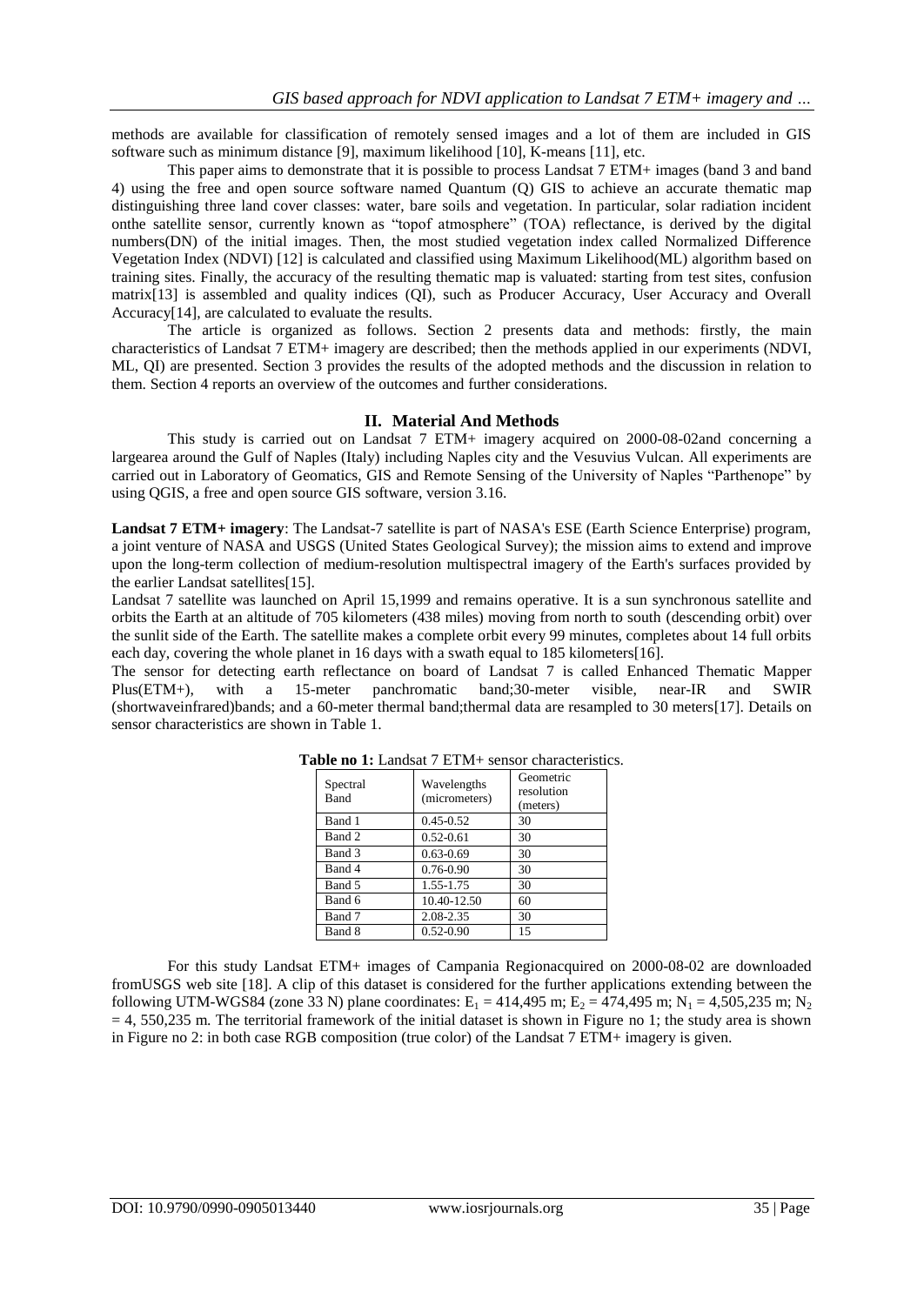methods are available for classification of remotely sensed images and a lot of them are included in GIS software such as minimum distance [9], maximum likelihood [10], K-means [11], etc.

This paper aims to demonstrate that it is possible to process Landsat 7 ETM+ images (band 3 and band 4) using the free and open source software named Quantum (Q) GIS to achieve an accurate thematic map distinguishing three land cover classes: water, bare soils and vegetation. In particular, solar radiation incident onthe satellite sensor, currently known as "topof atmosphere" (TOA) reflectance, is derived by the digital numbers(DN) of the initial images. Then, the most studied vegetation index called Normalized Difference Vegetation Index (NDVI) [12] is calculated and classified using Maximum Likelihood(ML) algorithm based on training sites. Finally, the accuracy of the resulting thematic map is valuated: starting from test sites, confusion matrix[13] is assembled and quality indices (QI), such as Producer Accuracy, User Accuracy and Overall Accuracy[14], are calculated to evaluate the results.

The article is organized as follows. Section 2 presents data and methods: firstly, the main characteristics of Landsat 7 ETM+ imagery are described; then the methods applied in our experiments (NDVI, ML, QI) are presented. Section 3 provides the results of the adopted methods and the discussion in relation to them. Section 4 reports an overview of the outcomes and further considerations.

## II. Material And Methods

This study is carried out on Landsat 7 ETM+ imagery acquired on 2000-08-02and concerning a largearea around the Gulf of Naples (Italy) including Naples city and the Vesuvius Vulcan. All experiments are carried out in Laboratory of Geomatics, GIS and Remote Sensing of the University of Naples "Parthenope" by using QGIS, a free and open source GIS software, version 3.16.

**Landsat 7 ETM+ imagery**: The Landsat-7 satellite is part of NASA's ESE (Earth Science Enterprise) program, a joint venture of NASA and USGS (United States Geological Survey); the mission aims to extend and improve upon the long-term collection of medium-resolution multispectral imagery of the Earth's surfaces provided by the earlier Landsat satellites[15].

Landsat 7 satellite was launched on April 15,1999 and remains operative. It is a sun synchronous satellite and orbits the Earth at an altitude of 705 kilometers (438 miles) moving from north to south (descending orbit) over the sunlit side of the Earth. The satellite makes a complete orbit every 99 minutes, completes about 14 full orbits each day, covering the whole planet in 16 days with a swath equal to 185 kilometers[16].

The sensor for detecting earth reflectance on board of Landsat 7 is called Enhanced Thematic Mapper Plus(ETM+), with a 15-meter panchromatic band;30-meter visible, near-IR and SWIR (shortwaveinfrared)bands; and a 60-meter thermal band;thermal data are resampled to 30 meters[17]. Details on sensor characteristics are shown in Table 1.

**Table no 1:** Landsat 7 ETM+ sensor characteristics.

| Spectral Band | Wavelengths (micrometers) | Geometric resolution (meters) |
|---|---|---|
| Band 1 | 0.45-0.52 | 30 |
| Band 2 | 0.52-0.61 | 30 |
| Band 3 | 0.63-0.69 | 30 |
| Band 4 | 0.76-0.90 | 30 |
| Band 5 | 1.55-1.75 | 30 |
| Band 6 | 10.40-12.50 | 60 |
| Band 7 | 2.08-2.35 | 30 |
| Band 8 | 0.52-0.90 | 15 |

For this study Landsat ETM+ images of Campania Regionacquired on 2000-08-02 are downloaded fromUSGS web site [18]. A clip of this dataset is considered for the further applications extending between the following UTM-WGS84 (zone 33 N) plane coordinates: $E_1$ = 414,495 m; $E_2$ = 474,495 m; $N_1$ = 4,505,235 m; $N_2$ = 4, 550,235 m. The territorial framework of the initial dataset is shown in Figure no 1; the study area is shown in Figure no 2: in both case RGB composition (true color) of the Landsat 7 ETM+ imagery is given.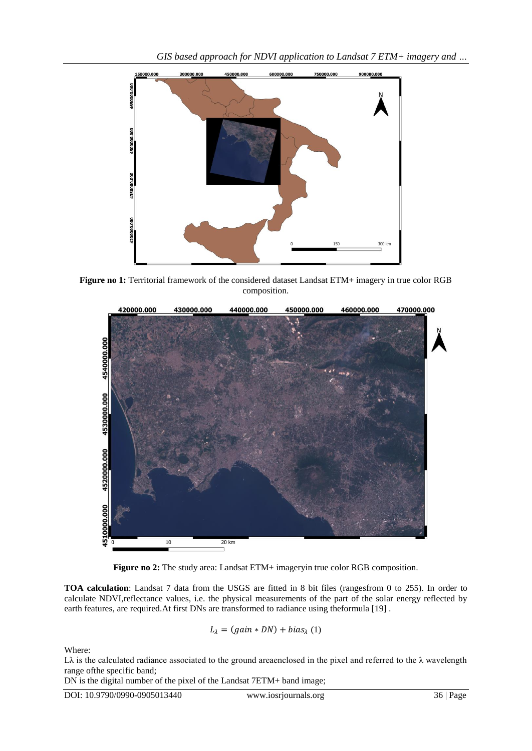**Figure no 1:** Territorial framework of the considered dataset Landsat ETM+ imagery in true color RGB composition.

**Figure no 2:** The study area: Landsat ETM+ imageryin true color RGB composition.

**TOA calculation**: Landsat 7 data from the USGS are fitted in 8 bit files (rangesfrom 0 to 255). In order to calculate NDVI,reflectance values, i.e. the physical measurements of the part of the solar energy reflected by earth features, are required.At first DNs are transformed to radiance using theformula [19] .

$$L_{\lambda} = (gain * DN) + bias_{\lambda} \ (1)$$

Where:

$L_{\lambda}$ is the calculated radiance associated to the ground areaenclosed in the pixel and referred to the $\lambda$ wavelength range ofthe specific band;

DN is the digital number of the pixel of the Landsat 7ETM+ band image;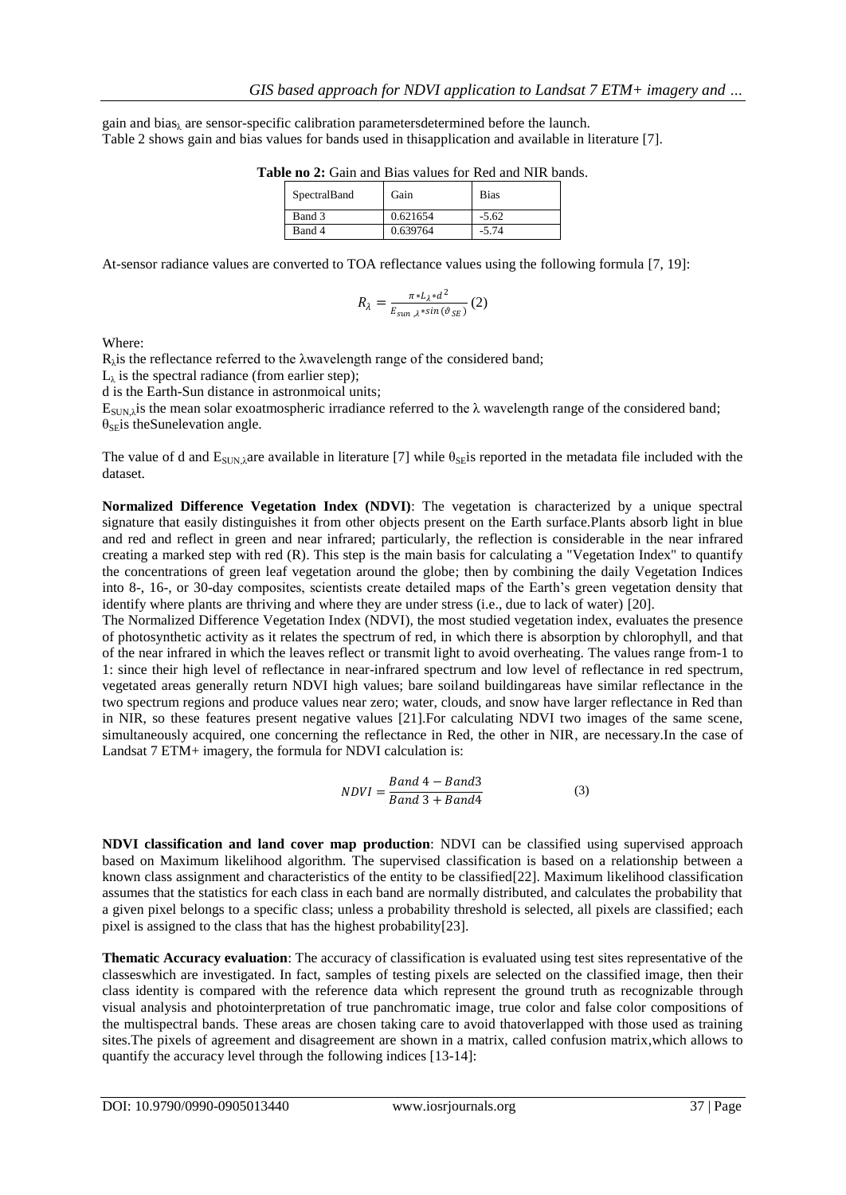gain and bias$_\lambda$ are sensor-specific calibration parametersdetermined before the launch.
Table 2 shows gain and bias values for bands used in thisapplication and available in literature [7].

**Table no 2:** Gain and Bias values for Red and NIR bands.

| SpectralBand | Gain | Bias |
|---|---|---|
| Band 3 | 0.621654 | -5.62 |
| Band 4 | 0.639764 | -5.74 |

At-sensor radiance values are converted to TOA reflectance values using the following formula [7, 19]:

$$R_\lambda = \frac{\pi * L_\lambda * d^2}{E_{sun\ \lambda} * \sin(\vartheta_{SE})} \quad (2)$$

Where:

$R_\lambda$is the reflectance referred to the λwavelength range of the considered band;
$L_\lambda$ is the spectral radiance (from earlier step);
d is the Earth-Sun distance in astronmoical units;
$E_{SUN,\lambda}$is the mean solar exoatmospheric irradiance referred to the λ wavelength range of the considered band;
$\theta_{SE}$is theSunelevation angle.

The value of d and $E_{SUN,\lambda}$are available in literature [7] while $\theta_{SE}$is reported in the metadata file included with the dataset.

**Normalized Difference Vegetation Index (NDVI)**: The vegetation is characterized by a unique spectral signature that easily distinguishes it from other objects present on the Earth surface.Plants absorb light in blue and red and reflect in green and near infrared; particularly, the reflection is considerable in the near infrared creating a marked step with red (R). This step is the main basis for calculating a "Vegetation Index" to quantify the concentrations of green leaf vegetation around the globe; then by combining the daily Vegetation Indices into 8-, 16-, or 30-day composites, scientists create detailed maps of the Earth's green vegetation density that identify where plants are thriving and where they are under stress (i.e., due to lack of water) [20].

The Normalized Difference Vegetation Index (NDVI), the most studied vegetation index, evaluates the presence of photosynthetic activity as it relates the spectrum of red, in which there is absorption by chlorophyll, and that of the near infrared in which the leaves reflect or transmit light to avoid overheating. The values range from-1 to 1: since their high level of reflectance in near-infrared spectrum and low level of reflectance in red spectrum, vegetated areas generally return NDVI high values; bare soiland buildingareas have similar reflectance in the two spectrum regions and produce values near zero; water, clouds, and snow have larger reflectance in Red than in NIR, so these features present negative values [21].For calculating NDVI two images of the same scene, simultaneously acquired, one concerning the reflectance in Red, the other in NIR, are necessary.In the case of Landsat 7 ETM+ imagery, the formula for NDVI calculation is:

$$NDVI = \frac{Band\ 4 - Band3}{Band\ 3 + Band4} \quad (3)$$

**NDVI classification and land cover map production**: NDVI can be classified using supervised approach based on Maximum likelihood algorithm. The supervised classification is based on a relationship between a known class assignment and characteristics of the entity to be classified[22]. Maximum likelihood classification assumes that the statistics for each class in each band are normally distributed, and calculates the probability that a given pixel belongs to a specific class; unless a probability threshold is selected, all pixels are classified; each pixel is assigned to the class that has the highest probability[23].

**Thematic Accuracy evaluation**: The accuracy of classification is evaluated using test sites representative of the classeswhich are investigated. In fact, samples of testing pixels are selected on the classified image, then their class identity is compared with the reference data which represent the ground truth as recognizable through visual analysis and photointerpretation of true panchromatic image, true color and false color compositions of the multispectral bands. These areas are chosen taking care to avoid thatoverlapped with those used as training sites.The pixels of agreement and disagreement are shown in a matrix, called confusion matrix,which allows to quantify the accuracy level through the following indices [13-14]: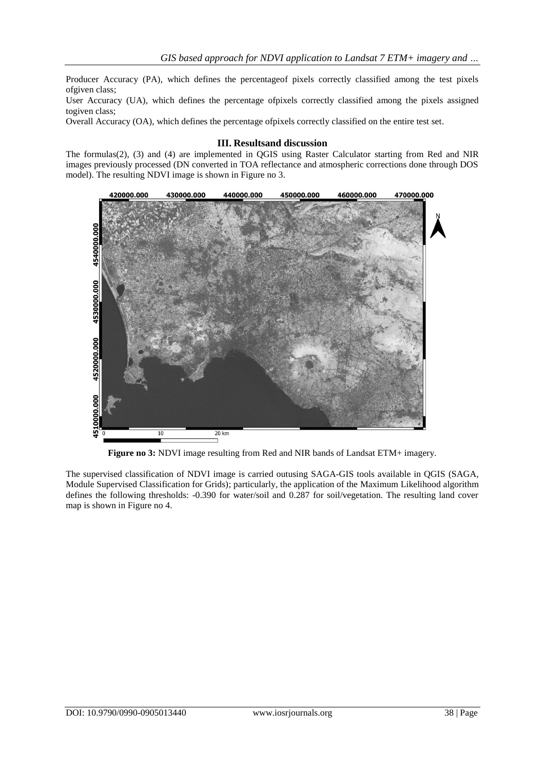Producer Accuracy (PA), which defines the percentageof pixels correctly classified among the test pixels ofgiven class;

User Accuracy (UA), which defines the percentage ofpixels correctly classified among the pixels assigned togiven class;

Overall Accuracy (OA), which defines the percentage ofpixels correctly classified on the entire test set.

## III. Resultsand discussion

The formulas(2), (3) and (4) are implemented in QGIS using Raster Calculator starting from Red and NIR images previously processed (DN converted in TOA reflectance and atmospheric corrections done through DOS model). The resulting NDVI image is shown in Figure no 3.

**Figure no 3:** NDVI image resulting from Red and NIR bands of Landsat ETM+ imagery.

The supervised classification of NDVI image is carried outusing SAGA-GIS tools available in QGIS (SAGA, Module Supervised Classification for Grids); particularly, the application of the Maximum Likelihood algorithm defines the following thresholds: -0.390 for water/soil and 0.287 for soil/vegetation. The resulting land cover map is shown in Figure no 4.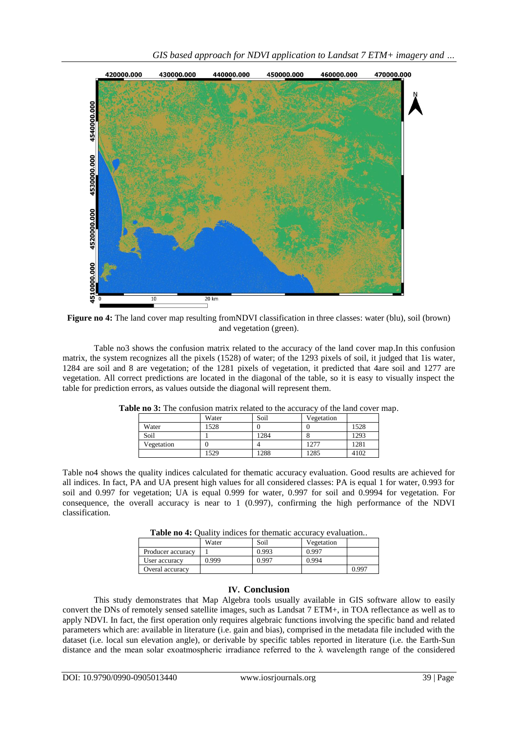**Figure no 4:** The land cover map resulting fromNDVI classification in three classes: water (blu), soil (brown) and vegetation (green).

Table no3 shows the confusion matrix related to the accuracy of the land cover map.In this confusion matrix, the system recognizes all the pixels (1528) of water; of the 1293 pixels of soil, it judged that 1is water, 1284 are soil and 8 are vegetation; of the 1281 pixels of vegetation, it predicted that 4are soil and 1277 are vegetation. All correct predictions are located in the diagonal of the table, so it is easy to visually inspect the table for prediction errors, as values outside the diagonal will represent them.

**Table no 3:** The confusion matrix related to the accuracy of the land cover map.

| | Water | Soil | Vegetation | |
|---|---|---|---|---|
| Water | 1528 | 0 | 0 | 1528 |
| Soil | 1 | 1284 | 8 | 1293 |
| Vegetation | 0 | 4 | 1277 | 1281 |
| | 1529 | 1288 | 1285 | 4102 |

Table no4 shows the quality indices calculated for thematic accuracy evaluation. Good results are achieved for all indices. In fact, PA and UA present high values for all considered classes: PA is equal 1 for water, 0.993 for soil and 0.997 for vegetation; UA is equal 0.999 for water, 0.997 for soil and 0.9994 for vegetation. For consequence, the overall accuracy is near to 1 (0.997), confirming the high performance of the NDVI classification.

**Table no 4:** Quality indices for thematic accuracy evaluation..

| | Water | Soil | Vegetation | |
|---|---|---|---|---|
| Producer accuracy | 1 | 0.993 | 0.997 | |
| User accuracy | 0.999 | 0.997 | 0.994 | |
| Overal accuracy | | | | 0.997 |

## IV. Conclusion

This study demonstrates that Map Algebra tools usually available in GIS software allow to easily convert the DNs of remotely sensed satellite images, such as Landsat 7 ETM+, in TOA reflectance as well as to apply NDVI. In fact, the first operation only requires algebraic functions involving the specific band and related parameters which are: available in literature (i.e. gain and bias), comprised in the metadata file included with the dataset (i.e. local sun elevation angle), or derivable by specific tables reported in literature (i.e. the Earth-Sun distance and the mean solar exoatmospheric irradiance referred to the $\lambda$ wavelength range of the considered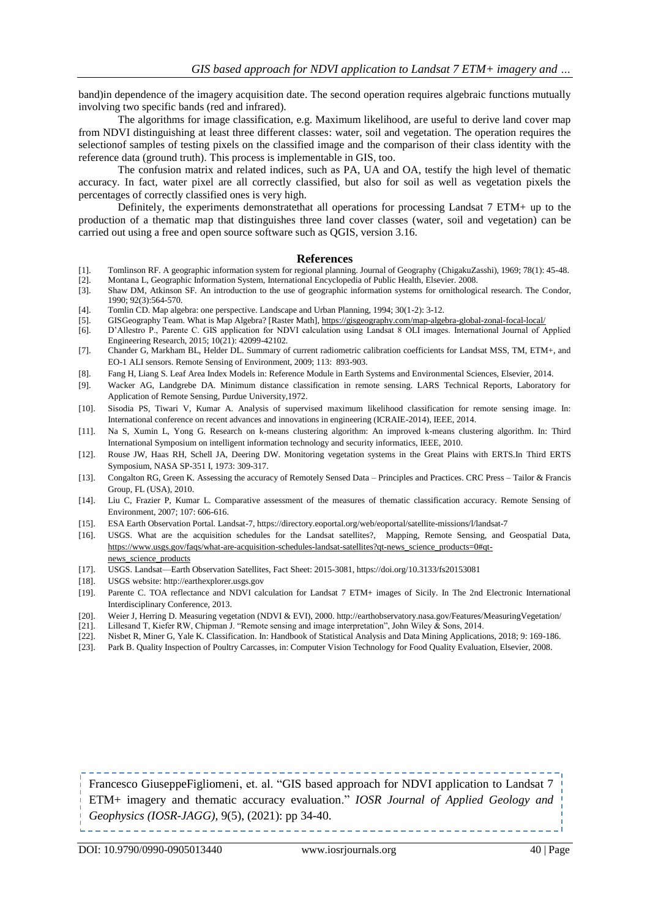band)in dependence of the imagery acquisition date. The second operation requires algebraic functions mutually involving two specific bands (red and infrared).

The algorithms for image classification, e.g. Maximum likelihood, are useful to derive land cover map from NDVI distinguishing at least three different classes: water, soil and vegetation. The operation requires the selectionof samples of testing pixels on the classified image and the comparison of their class identity with the reference data (ground truth). This process is implementable in GIS, too.

The confusion matrix and related indices, such as PA, UA and OA, testify the high level of thematic accuracy. In fact, water pixel are all correctly classified, but also for soil as well as vegetation pixels the percentages of correctly classified ones is very high.

Definitely, the experiments demonstratethat all operations for processing Landsat 7 ETM+ up to the production of a thematic map that distinguishes three land cover classes (water, soil and vegetation) can be carried out using a free and open source software such as QGIS, version 3.16.

## References

[1]. Tomlinson RF. A geographic information system for regional planning. Journal of Geography (ChigakuZasshi), 1969; 78(1): 45-48.

[2]. Montana L, Geographic Information System, International Encyclopedia of Public Health, Elsevier. 2008.

[3]. Shaw DM, Atkinson SF. An introduction to the use of geographic information systems for ornithological research. The Condor, 1990; 92(3):564-570.

[4]. Tomlin CD. Map algebra: one perspective. Landscape and Urban Planning, 1994; 30(1-2): 3-12.

[5]. GISGeography Team. What is Map Algebra? [Raster Math], https://gisgeography.com/map-algebra-global-zonal-focal-local/

[6]. D'Allestro P., Parente C. GIS application for NDVI calculation using Landsat 8 OLI images. International Journal of Applied Engineering Research, 2015; 10(21): 42099-42102.

[7]. Chander G, Markham BL, Helder DL. Summary of current radiometric calibration coefficients for Landsat MSS, TM, ETM+, and EO-1 ALI sensors. Remote Sensing of Environment, 2009; 113: 893-903.

[8]. Fang H, Liang S. Leaf Area Index Models in: Reference Module in Earth Systems and Environmental Sciences, Elsevier, 2014.

[9]. Wacker AG, Landgrebe DA. Minimum distance classification in remote sensing. LARS Technical Reports, Laboratory for Application of Remote Sensing, Purdue University,1972.

[10]. Sisodia PS, Tiwari V, Kumar A. Analysis of supervised maximum likelihood classification for remote sensing image. In: International conference on recent advances and innovations in engineering (ICRAIE-2014), IEEE, 2014.

[11]. Na S, Xumin L, Yong G. Research on k-means clustering algorithm: An improved k-means clustering algorithm. In: Third International Symposium on intelligent information technology and security informatics, IEEE, 2010.

[12]. Rouse JW, Haas RH, Schell JA, Deering DW. Monitoring vegetation systems in the Great Plains with ERTS.In Third ERTS Symposium, NASA SP-351 I, 1973: 309-317.

[13]. Congalton RG, Green K. Assessing the accuracy of Remotely Sensed Data – Principles and Practices. CRC Press – Tailor & Francis Group, FL (USA), 2010.

[14]. Liu C, Frazier P, Kumar L. Comparative assessment of the measures of thematic classification accuracy. Remote Sensing of Environment, 2007; 107: 606-616.

[15]. ESA Earth Observation Portal. Landsat-7, https://directory.eoportal.org/web/eoportal/satellite-missions/l/landsat-7

[16]. USGS. What are the acquisition schedules for the Landsat satellites?, Mapping, Remote Sensing, and Geospatial Data, https://www.usgs.gov/faqs/what-are-acquisition-schedules-landsat-satellites?qt-news_science_products=0#qt-news_science_products

[17]. USGS. Landsat—Earth Observation Satellites, Fact Sheet: 2015-3081, https://doi.org/10.3133/fs20153081

[18]. USGS website: http://earthexplorer.usgs.gov

[19]. Parente C. TOA reflectance and NDVI calculation for Landsat 7 ETM+ images of Sicily. In The 2nd Electronic International Interdisciplinary Conference, 2013.

[20]. Weier J, Herring D. Measuring vegetation (NDVI & EVI), 2000. http://earthobservatory.nasa.gov/Features/MeasuringVegetation/

[21]. Lillesand T, Kiefer RW, Chipman J. "Remote sensing and image interpretation", John Wiley & Sons, 2014.

[22]. Nisbet R, Miner G, Yale K. Classification. In: Handbook of Statistical Analysis and Data Mining Applications, 2018; 9: 169-186.

[23]. Park B. Quality Inspection of Poultry Carcasses, in: Computer Vision Technology for Food Quality Evaluation, Elsevier, 2008.

Francesco GiuseppeFigliomeni, et. al. "GIS based approach for NDVI application to Landsat 7 ETM+ imagery and thematic accuracy evaluation." *IOSR Journal of Applied Geology and Geophysics (IOSR-JAGG),* 9(5), (2021): pp 34-40.